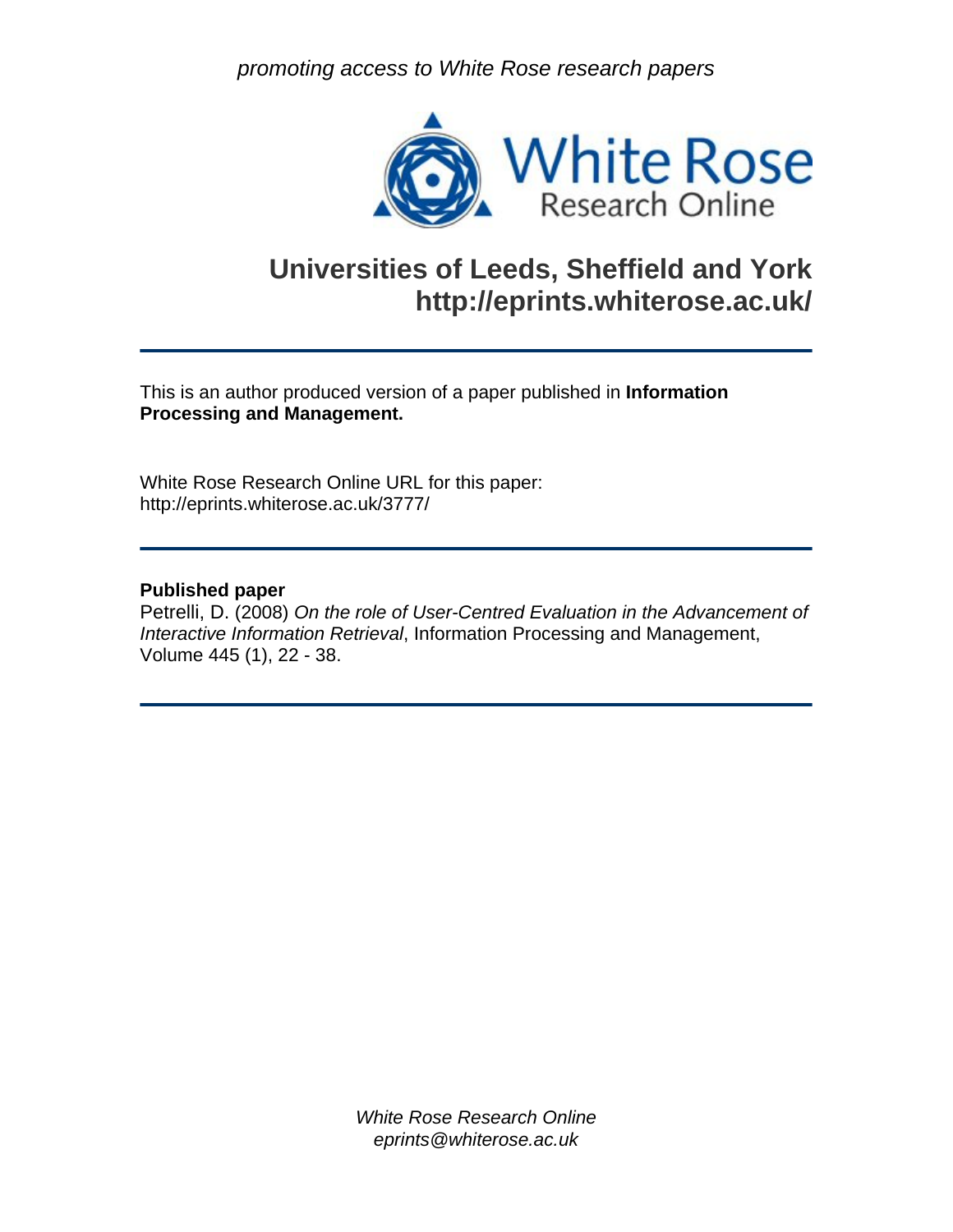promoting access to White Rose research papers

White Rose Research Online

# Universities of Leeds, Sheffield and York
# http://eprints.whiterose.ac.uk/

---

This is an author produced version of a paper published in **Information Processing and Management.**

White Rose Research Online URL for this paper:
http://eprints.whiterose.ac.uk/3777/

---

**Published paper**

Petrelli, D. (2008) *On the role of User-Centred Evaluation in the Advancement of Interactive Information Retrieval*, Information Processing and Management, Volume 445 (1), 22 - 38.

---

*White Rose Research Online*
*eprints@whiterose.ac.uk*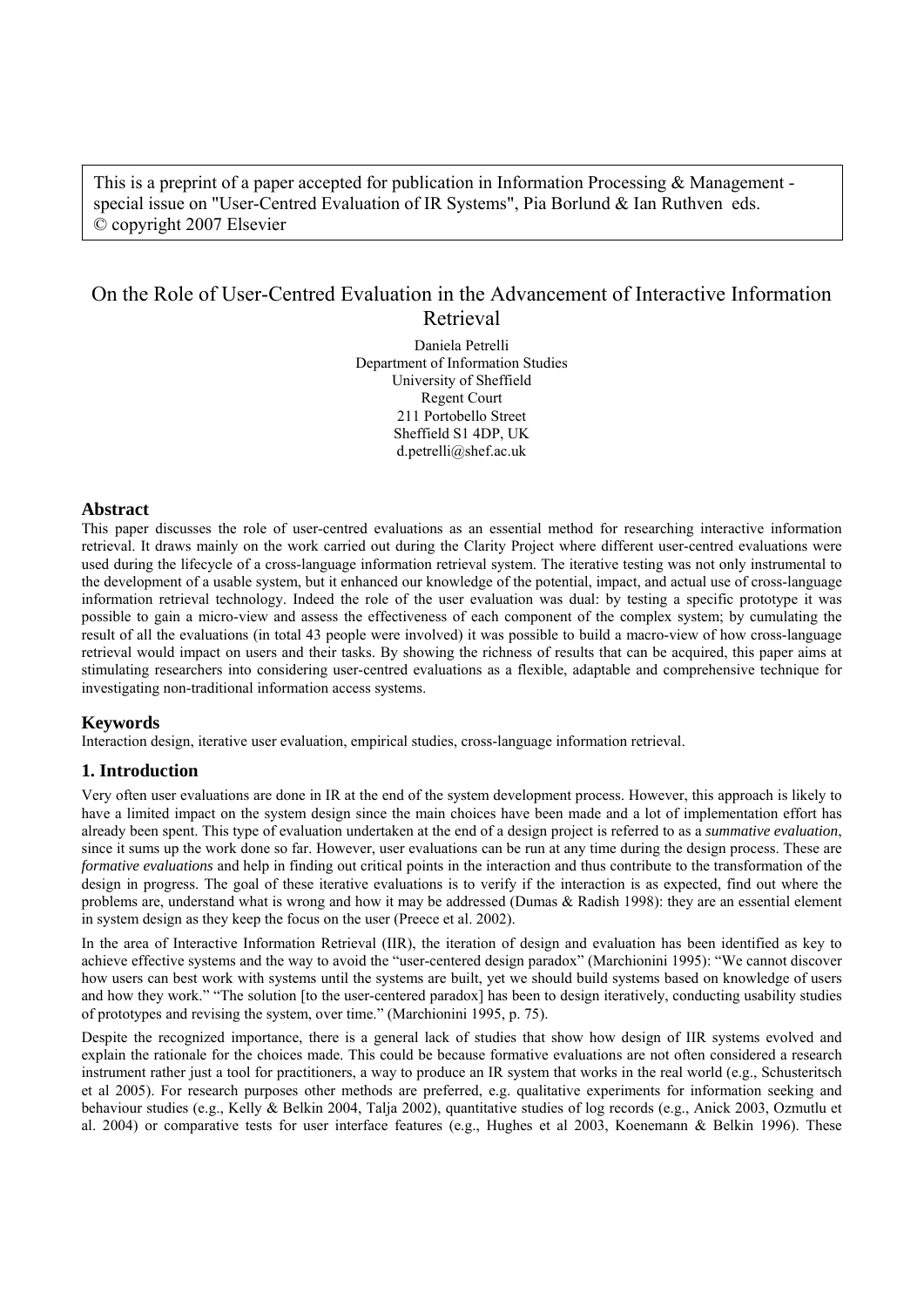This is a preprint of a paper accepted for publication in Information Processing & Management - special issue on "User-Centred Evaluation of IR Systems", Pia Borlund & Ian Ruthven eds.
© copyright 2007 Elsevier

# On the Role of User-Centred Evaluation in the Advancement of Interactive Information Retrieval

Daniela Petrelli
Department of Information Studies
University of Sheffield
Regent Court
211 Portobello Street
Sheffield S1 4DP, UK
d.petrelli@shef.ac.uk

## Abstract

This paper discusses the role of user-centred evaluations as an essential method for researching interactive information retrieval. It draws mainly on the work carried out during the Clarity Project where different user-centred evaluations were used during the lifecycle of a cross-language information retrieval system. The iterative testing was not only instrumental to the development of a usable system, but it enhanced our knowledge of the potential, impact, and actual use of cross-language information retrieval technology. Indeed the role of the user evaluation was dual: by testing a specific prototype it was possible to gain a micro-view and assess the effectiveness of each component of the complex system; by cumulating the result of all the evaluations (in total 43 people were involved) it was possible to build a macro-view of how cross-language retrieval would impact on users and their tasks. By showing the richness of results that can be acquired, this paper aims at stimulating researchers into considering user-centred evaluations as a flexible, adaptable and comprehensive technique for investigating non-traditional information access systems.

## Keywords

Interaction design, iterative user evaluation, empirical studies, cross-language information retrieval.

## 1. Introduction

Very often user evaluations are done in IR at the end of the system development process. However, this approach is likely to have a limited impact on the system design since the main choices have been made and a lot of implementation effort has already been spent. This type of evaluation undertaken at the end of a design project is referred to as a *summative evaluation*, since it sums up the work done so far. However, user evaluations can be run at any time during the design process. These are *formative evaluations* and help in finding out critical points in the interaction and thus contribute to the transformation of the design in progress. The goal of these iterative evaluations is to verify if the interaction is as expected, find out where the problems are, understand what is wrong and how it may be addressed (Dumas & Radish 1998): they are an essential element in system design as they keep the focus on the user (Preece et al. 2002).

In the area of Interactive Information Retrieval (IIR), the iteration of design and evaluation has been identified as key to achieve effective systems and the way to avoid the "user-centered design paradox" (Marchionini 1995): "We cannot discover how users can best work with systems until the systems are built, yet we should build systems based on knowledge of users and how they work." "The solution [to the user-centered paradox] has been to design iteratively, conducting usability studies of prototypes and revising the system, over time." (Marchionini 1995, p. 75).

Despite the recognized importance, there is a general lack of studies that show how design of IIR systems evolved and explain the rationale for the choices made. This could be because formative evaluations are not often considered a research instrument rather just a tool for practitioners, a way to produce an IR system that works in the real world (e.g., Schusteritsch et al 2005). For research purposes other methods are preferred, e.g. qualitative experiments for information seeking and behaviour studies (e.g., Kelly & Belkin 2004, Talja 2002), quantitative studies of log records (e.g., Anick 2003, Ozmutlu et al. 2004) or comparative tests for user interface features (e.g., Hughes et al 2003, Koenemann & Belkin 1996). These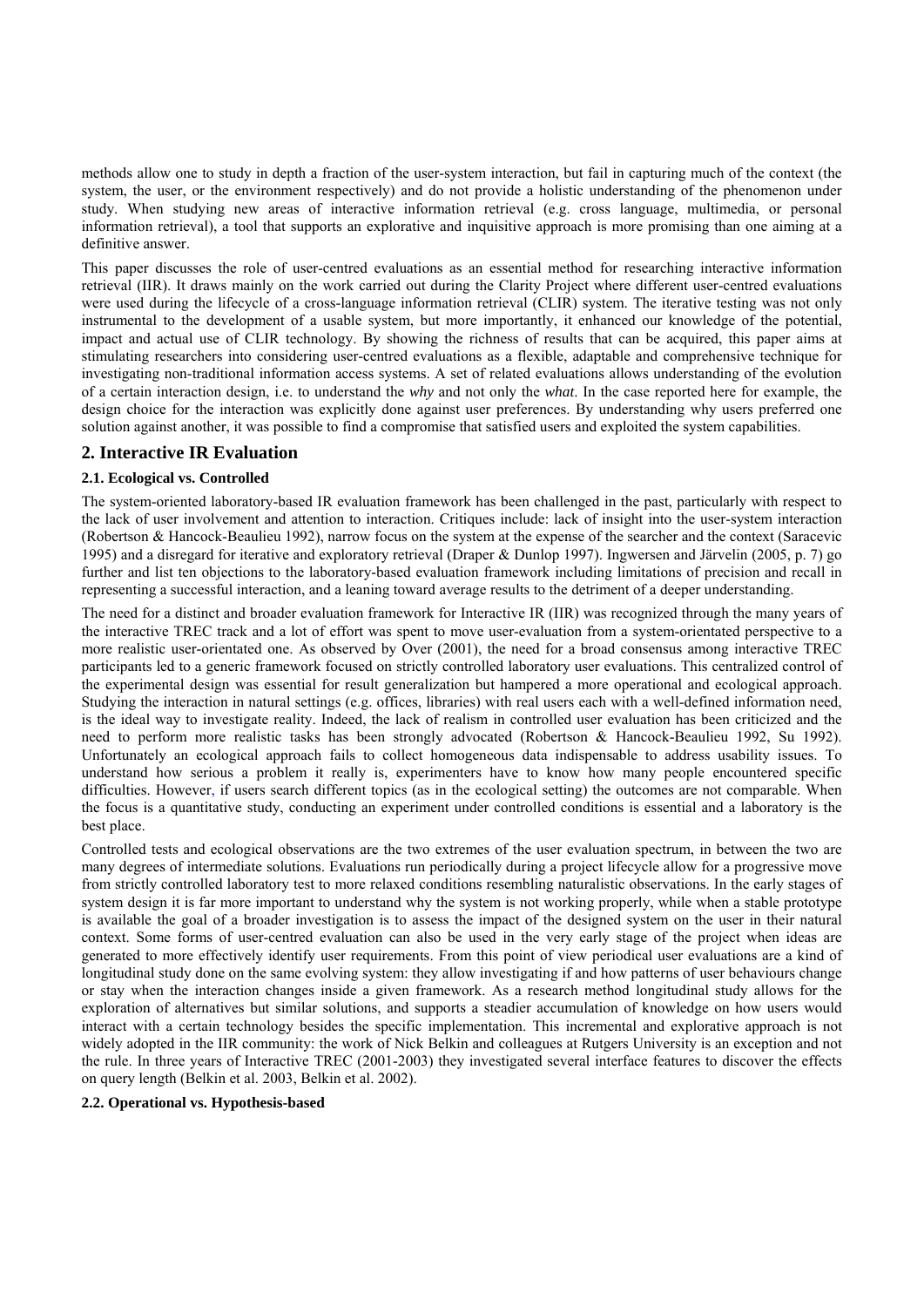methods allow one to study in depth a fraction of the user-system interaction, but fail in capturing much of the context (the system, the user, or the environment respectively) and do not provide a holistic understanding of the phenomenon under study. When studying new areas of interactive information retrieval (e.g. cross language, multimedia, or personal information retrieval), a tool that supports an explorative and inquisitive approach is more promising than one aiming at a definitive answer.

This paper discusses the role of user-centred evaluations as an essential method for researching interactive information retrieval (IIR). It draws mainly on the work carried out during the Clarity Project where different user-centred evaluations were used during the lifecycle of a cross-language information retrieval (CLIR) system. The iterative testing was not only instrumental to the development of a usable system, but more importantly, it enhanced our knowledge of the potential, impact and actual use of CLIR technology. By showing the richness of results that can be acquired, this paper aims at stimulating researchers into considering user-centred evaluations as a flexible, adaptable and comprehensive technique for investigating non-traditional information access systems. A set of related evaluations allows understanding of the evolution of a certain interaction design, i.e. to understand the *why* and not only the *what*. In the case reported here for example, the design choice for the interaction was explicitly done against user preferences. By understanding why users preferred one solution against another, it was possible to find a compromise that satisfied users and exploited the system capabilities.

## 2. Interactive IR Evaluation

### 2.1. Ecological vs. Controlled

The system-oriented laboratory-based IR evaluation framework has been challenged in the past, particularly with respect to the lack of user involvement and attention to interaction. Critiques include: lack of insight into the user-system interaction (Robertson & Hancock-Beaulieu 1992), narrow focus on the system at the expense of the searcher and the context (Saracevic 1995) and a disregard for iterative and exploratory retrieval (Draper & Dunlop 1997). Ingwersen and Järvelin (2005, p. 7) go further and list ten objections to the laboratory-based evaluation framework including limitations of precision and recall in representing a successful interaction, and a leaning toward average results to the detriment of a deeper understanding.

The need for a distinct and broader evaluation framework for Interactive IR (IIR) was recognized through the many years of the interactive TREC track and a lot of effort was spent to move user-evaluation from a system-orientated perspective to a more realistic user-orientated one. As observed by Over (2001), the need for a broad consensus among interactive TREC participants led to a generic framework focused on strictly controlled laboratory user evaluations. This centralized control of the experimental design was essential for result generalization but hampered a more operational and ecological approach. Studying the interaction in natural settings (e.g. offices, libraries) with real users each with a well-defined information need, is the ideal way to investigate reality. Indeed, the lack of realism in controlled user evaluation has been criticized and the need to perform more realistic tasks has been strongly advocated (Robertson & Hancock-Beaulieu 1992, Su 1992). Unfortunately an ecological approach fails to collect homogeneous data indispensable to address usability issues. To understand how serious a problem it really is, experimenters have to know how many people encountered specific difficulties. However, if users search different topics (as in the ecological setting) the outcomes are not comparable. When the focus is a quantitative study, conducting an experiment under controlled conditions is essential and a laboratory is the best place.

Controlled tests and ecological observations are the two extremes of the user evaluation spectrum, in between the two are many degrees of intermediate solutions. Evaluations run periodically during a project lifecycle allow for a progressive move from strictly controlled laboratory test to more relaxed conditions resembling naturalistic observations. In the early stages of system design it is far more important to understand why the system is not working properly, while when a stable prototype is available the goal of a broader investigation is to assess the impact of the designed system on the user in their natural context. Some forms of user-centred evaluation can also be used in the very early stage of the project when ideas are generated to more effectively identify user requirements. From this point of view periodical user evaluations are a kind of longitudinal study done on the same evolving system: they allow investigating if and how patterns of user behaviours change or stay when the interaction changes inside a given framework. As a research method longitudinal study allows for the exploration of alternatives but similar solutions, and supports a steadier accumulation of knowledge on how users would interact with a certain technology besides the specific implementation. This incremental and explorative approach is not widely adopted in the IIR community: the work of Nick Belkin and colleagues at Rutgers University is an exception and not the rule. In three years of Interactive TREC (2001-2003) they investigated several interface features to discover the effects on query length (Belkin et al. 2003, Belkin et al. 2002).

### 2.2. Operational vs. Hypothesis-based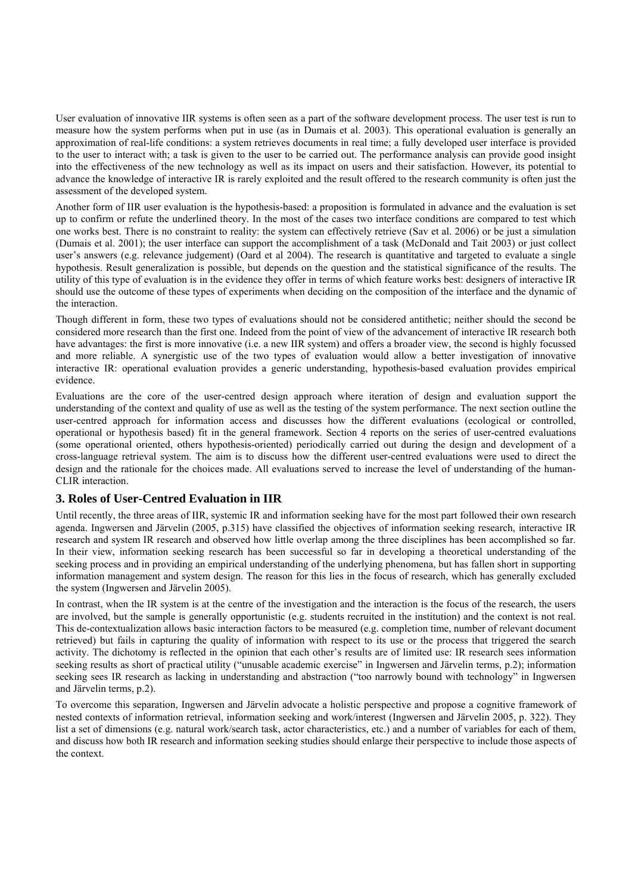User evaluation of innovative IIR systems is often seen as a part of the software development process. The user test is run to measure how the system performs when put in use (as in Dumais et al. 2003). This operational evaluation is generally an approximation of real-life conditions: a system retrieves documents in real time; a fully developed user interface is provided to the user to interact with; a task is given to the user to be carried out. The performance analysis can provide good insight into the effectiveness of the new technology as well as its impact on users and their satisfaction. However, its potential to advance the knowledge of interactive IR is rarely exploited and the result offered to the research community is often just the assessment of the developed system.

Another form of IIR user evaluation is the hypothesis-based: a proposition is formulated in advance and the evaluation is set up to confirm or refute the underlined theory. In the most of the cases two interface conditions are compared to test which one works best. There is no constraint to reality: the system can effectively retrieve (Sav et al. 2006) or be just a simulation (Dumais et al. 2001); the user interface can support the accomplishment of a task (McDonald and Tait 2003) or just collect user's answers (e.g. relevance judgement) (Oard et al 2004). The research is quantitative and targeted to evaluate a single hypothesis. Result generalization is possible, but depends on the question and the statistical significance of the results. The utility of this type of evaluation is in the evidence they offer in terms of which feature works best: designers of interactive IR should use the outcome of these types of experiments when deciding on the composition of the interface and the dynamic of the interaction.

Though different in form, these two types of evaluations should not be considered antithetic; neither should the second be considered more research than the first one. Indeed from the point of view of the advancement of interactive IR research both have advantages: the first is more innovative (i.e. a new IIR system) and offers a broader view, the second is highly focussed and more reliable. A synergistic use of the two types of evaluation would allow a better investigation of innovative interactive IR: operational evaluation provides a generic understanding, hypothesis-based evaluation provides empirical evidence.

Evaluations are the core of the user-centred design approach where iteration of design and evaluation support the understanding of the context and quality of use as well as the testing of the system performance. The next section outline the user-centred approach for information access and discusses how the different evaluations (ecological or controlled, operational or hypothesis based) fit in the general framework. Section 4 reports on the series of user-centred evaluations (some operational oriented, others hypothesis-oriented) periodically carried out during the design and development of a cross-language retrieval system. The aim is to discuss how the different user-centred evaluations were used to direct the design and the rationale for the choices made. All evaluations served to increase the level of understanding of the human-CLIR interaction.

## 3. Roles of User-Centred Evaluation in IIR

Until recently, the three areas of IIR, systemic IR and information seeking have for the most part followed their own research agenda. Ingwersen and Järvelin (2005, p.315) have classified the objectives of information seeking research, interactive IR research and system IR research and observed how little overlap among the three disciplines has been accomplished so far. In their view, information seeking research has been successful so far in developing a theoretical understanding of the seeking process and in providing an empirical understanding of the underlying phenomena, but has fallen short in supporting information management and system design. The reason for this lies in the focus of research, which has generally excluded the system (Ingwersen and Järvelin 2005).

In contrast, when the IR system is at the centre of the investigation and the interaction is the focus of the research, the users are involved, but the sample is generally opportunistic (e.g. students recruited in the institution) and the context is not real. This de-contextualization allows basic interaction factors to be measured (e.g. completion time, number of relevant document retrieved) but fails in capturing the quality of information with respect to its use or the process that triggered the search activity. The dichotomy is reflected in the opinion that each other's results are of limited use: IR research sees information seeking results as short of practical utility ("unusable academic exercise" in Ingwersen and Järvelin terms, p.2); information seeking sees IR research as lacking in understanding and abstraction ("too narrowly bound with technology" in Ingwersen and Järvelin terms, p.2).

To overcome this separation, Ingwersen and Järvelin advocate a holistic perspective and propose a cognitive framework of nested contexts of information retrieval, information seeking and work/interest (Ingwersen and Järvelin 2005, p. 322). They list a set of dimensions (e.g. natural work/search task, actor characteristics, etc.) and a number of variables for each of them, and discuss how both IR research and information seeking studies should enlarge their perspective to include those aspects of the context.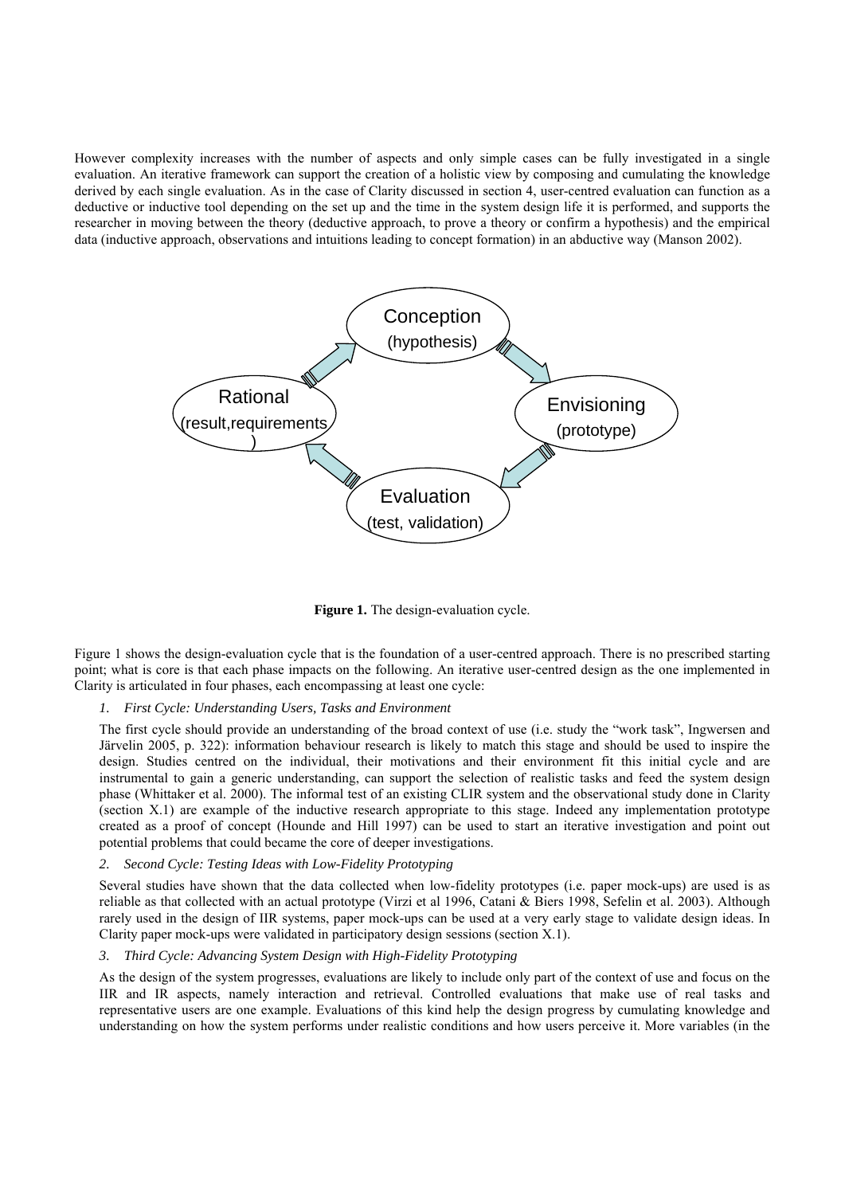However complexity increases with the number of aspects and only simple cases can be fully investigated in a single evaluation. An iterative framework can support the creation of a holistic view by composing and cumulating the knowledge derived by each single evaluation. As in the case of Clarity discussed in section 4, user-centred evaluation can function as a deductive or inductive tool depending on the set up and the time in the system design life it is performed, and supports the researcher in moving between the theory (deductive approach, to prove a theory or confirm a hypothesis) and the empirical data (inductive approach, observations and intuitions leading to concept formation) in an abductive way (Manson 2002).

**Figure 1.** The design-evaluation cycle.

Figure 1 shows the design-evaluation cycle that is the foundation of a user-centred approach. There is no prescribed starting point; what is core is that each phase impacts on the following. An iterative user-centred design as the one implemented in Clarity is articulated in four phases, each encompassing at least one cycle:

1. *First Cycle: Understanding Users, Tasks and Environment*

   The first cycle should provide an understanding of the broad context of use (i.e. study the "work task", Ingwersen and Järvelin 2005, p. 322): information behaviour research is likely to match this stage and should be used to inspire the design. Studies centred on the individual, their motivations and their environment fit this initial cycle and are instrumental to gain a generic understanding, can support the selection of realistic tasks and feed the system design phase (Whittaker et al. 2000). The informal test of an existing CLIR system and the observational study done in Clarity (section X.1) are example of the inductive research appropriate to this stage. Indeed any implementation prototype created as a proof of concept (Hounde and Hill 1997) can be used to start an iterative investigation and point out potential problems that could became the core of deeper investigations.

2. *Second Cycle: Testing Ideas with Low-Fidelity Prototyping*

   Several studies have shown that the data collected when low-fidelity prototypes (i.e. paper mock-ups) are used is as reliable as that collected with an actual prototype (Virzi et al 1996, Catani & Biers 1998, Sefelin et al. 2003). Although rarely used in the design of IIR systems, paper mock-ups can be used at a very early stage to validate design ideas. In Clarity paper mock-ups were validated in participatory design sessions (section X.1).

3. *Third Cycle: Advancing System Design with High-Fidelity Prototyping*

   As the design of the system progresses, evaluations are likely to include only part of the context of use and focus on the IIR and IR aspects, namely interaction and retrieval. Controlled evaluations that make use of real tasks and representative users are one example. Evaluations of this kind help the design progress by cumulating knowledge and understanding on how the system performs under realistic conditions and how users perceive it. More variables (in the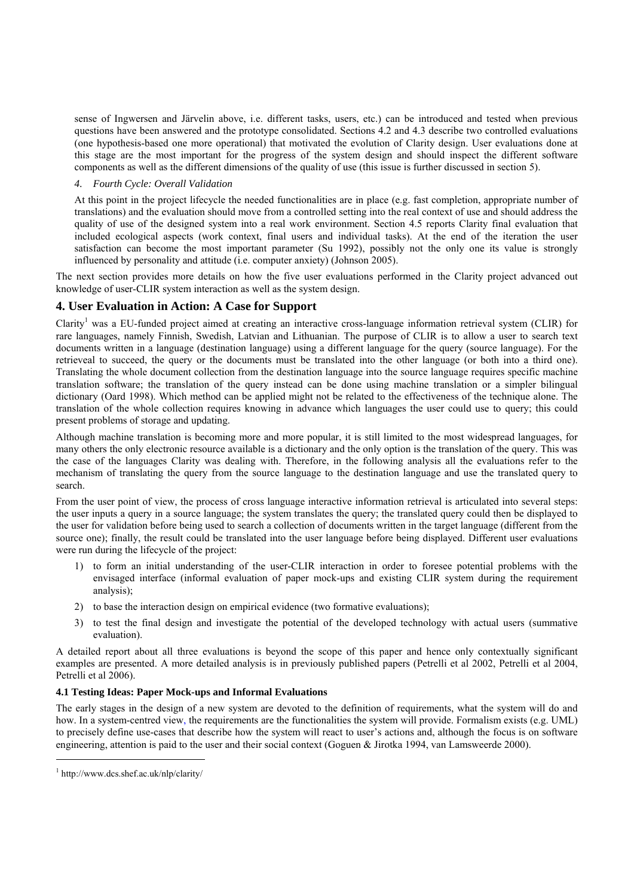sense of Ingwersen and Järvelin above, i.e. different tasks, users, etc.) can be introduced and tested when previous questions have been answered and the prototype consolidated. Sections 4.2 and 4.3 describe two controlled evaluations (one hypothesis-based one more operational) that motivated the evolution of Clarity design. User evaluations done at this stage are the most important for the progress of the system design and should inspect the different software components as well as the different dimensions of the quality of use (this issue is further discussed in section 5).

4. *Fourth Cycle: Overall Validation*

At this point in the project lifecycle the needed functionalities are in place (e.g. fast completion, appropriate number of translations) and the evaluation should move from a controlled setting into the real context of use and should address the quality of use of the designed system into a real work environment. Section 4.5 reports Clarity final evaluation that included ecological aspects (work context, final users and individual tasks). At the end of the iteration the user satisfaction can become the most important parameter (Su 1992), possibly not the only one its value is strongly influenced by personality and attitude (i.e. computer anxiety) (Johnson 2005).

The next section provides more details on how the five user evaluations performed in the Clarity project advanced out knowledge of user-CLIR system interaction as well as the system design.

## 4. User Evaluation in Action: A Case for Support

Clarity[1] was a EU-funded project aimed at creating an interactive cross-language information retrieval system (CLIR) for rare languages, namely Finnish, Swedish, Latvian and Lithuanian. The purpose of CLIR is to allow a user to search text documents written in a language (destination language) using a different language for the query (source language). For the retrieveal to succeed, the query or the documents must be translated into the other language (or both into a third one). Translating the whole document collection from the destination language into the source language requires specific machine translation software; the translation of the query instead can be done using machine translation or a simpler bilingual dictionary (Oard 1998). Which method can be applied might not be related to the effectiveness of the technique alone. The translation of the whole collection requires knowing in advance which languages the user could use to query; this could present problems of storage and updating.

Although machine translation is becoming more and more popular, it is still limited to the most widespread languages, for many others the only electronic resource available is a dictionary and the only option is the translation of the query. This was the case of the languages Clarity was dealing with. Therefore, in the following analysis all the evaluations refer to the mechanism of translating the query from the source language to the destination language and use the translated query to search.

From the user point of view, the process of cross language interactive information retrieval is articulated into several steps: the user inputs a query in a source language; the system translates the query; the translated query could then be displayed to the user for validation before being used to search a collection of documents written in the target language (different from the source one); finally, the result could be translated into the user language before being displayed. Different user evaluations were run during the lifecycle of the project:

1) to form an initial understanding of the user-CLIR interaction in order to foresee potential problems with the envisaged interface (informal evaluation of paper mock-ups and existing CLIR system during the requirement analysis);
2) to base the interaction design on empirical evidence (two formative evaluations);
3) to test the final design and investigate the potential of the developed technology with actual users (summative evaluation).

A detailed report about all three evaluations is beyond the scope of this paper and hence only contextually significant examples are presented. A more detailed analysis is in previously published papers (Petrelli et al 2002, Petrelli et al 2004, Petrelli et al 2006).

#### 4.1 Testing Ideas: Paper Mock-ups and Informal Evaluations

The early stages in the design of a new system are devoted to the definition of requirements, what the system will do and how. In a system-centred view, the requirements are the functionalities the system will provide. Formalism exists (e.g. UML) to precisely define use-cases that describe how the system will react to user's actions and, although the focus is on software engineering, attention is paid to the user and their social context (Goguen & Jirotka 1994, van Lamsweerde 2000).

[1] http://www.dcs.shef.ac.uk/nlp/clarity/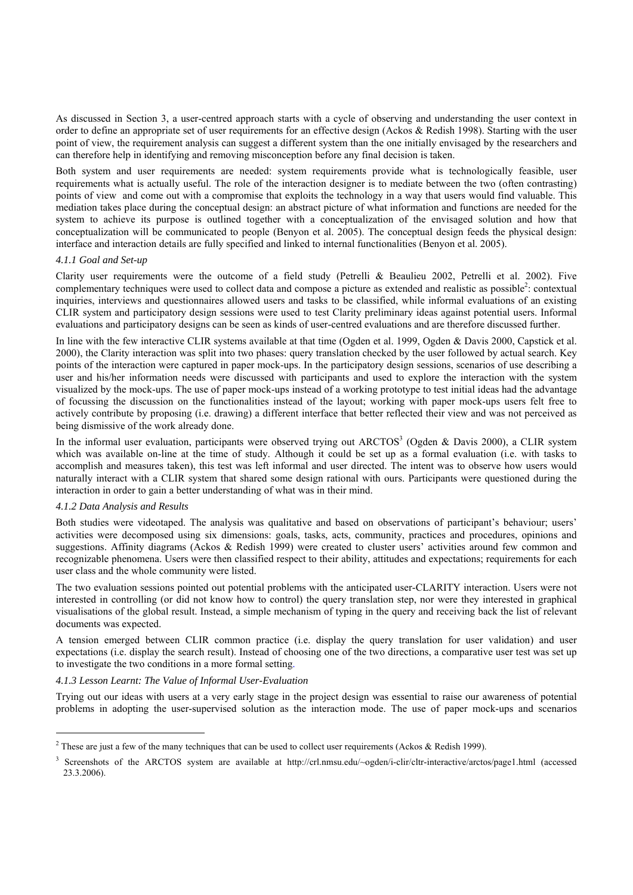As discussed in Section 3, a user-centred approach starts with a cycle of observing and understanding the user context in order to define an appropriate set of user requirements for an effective design (Ackos & Redish 1998). Starting with the user point of view, the requirement analysis can suggest a different system than the one initially envisaged by the researchers and can therefore help in identifying and removing misconception before any final decision is taken.

Both system and user requirements are needed: system requirements provide what is technologically feasible, user requirements what is actually useful. The role of the interaction designer is to mediate between the two (often contrasting) points of view and come out with a compromise that exploits the technology in a way that users would find valuable. This mediation takes place during the conceptual design: an abstract picture of what information and functions are needed for the system to achieve its purpose is outlined together with a conceptualization of the envisaged solution and how that conceptualization will be communicated to people (Benyon et al. 2005). The conceptual design feeds the physical design: interface and interaction details are fully specified and linked to internal functionalities (Benyon et al. 2005).

#### *4.1.1 Goal and Set-up*

Clarity user requirements were the outcome of a field study (Petrelli & Beaulieu 2002, Petrelli et al. 2002). Five complementary techniques were used to collect data and compose a picture as extended and realistic as possible[2]: contextual inquiries, interviews and questionnaires allowed users and tasks to be classified, while informal evaluations of an existing CLIR system and participatory design sessions were used to test Clarity preliminary ideas against potential users. Informal evaluations and participatory designs can be seen as kinds of user-centred evaluations and are therefore discussed further.

In line with the few interactive CLIR systems available at that time (Ogden et al. 1999, Ogden & Davis 2000, Capstick et al. 2000), the Clarity interaction was split into two phases: query translation checked by the user followed by actual search. Key points of the interaction were captured in paper mock-ups. In the participatory design sessions, scenarios of use describing a user and his/her information needs were discussed with participants and used to explore the interaction with the system visualized by the mock-ups. The use of paper mock-ups instead of a working prototype to test initial ideas had the advantage of focussing the discussion on the functionalities instead of the layout; working with paper mock-ups users felt free to actively contribute by proposing (i.e. drawing) a different interface that better reflected their view and was not perceived as being dismissive of the work already done.

In the informal user evaluation, participants were observed trying out ARCTOS[3] (Ogden & Davis 2000), a CLIR system which was available on-line at the time of study. Although it could be set up as a formal evaluation (i.e. with tasks to accomplish and measures taken), this test was left informal and user directed. The intent was to observe how users would naturally interact with a CLIR system that shared some design rational with ours. Participants were questioned during the interaction in order to gain a better understanding of what was in their mind.

#### *4.1.2 Data Analysis and Results*

Both studies were videotaped. The analysis was qualitative and based on observations of participant's behaviour; users' activities were decomposed using six dimensions: goals, tasks, acts, community, practices and procedures, opinions and suggestions. Affinity diagrams (Ackos & Redish 1999) were created to cluster users' activities around few common and recognizable phenomena. Users were then classified respect to their ability, attitudes and expectations; requirements for each user class and the whole community were listed.

The two evaluation sessions pointed out potential problems with the anticipated user-CLARITY interaction. Users were not interested in controlling (or did not know how to control) the query translation step, nor were they interested in graphical visualisations of the global result. Instead, a simple mechanism of typing in the query and receiving back the list of relevant documents was expected.

A tension emerged between CLIR common practice (i.e. display the query translation for user validation) and user expectations (i.e. display the search result). Instead of choosing one of the two directions, a comparative user test was set up to investigate the two conditions in a more formal setting.

#### *4.1.3 Lesson Learnt: The Value of Informal User-Evaluation*

Trying out our ideas with users at a very early stage in the project design was essential to raise our awareness of potential problems in adopting the user-supervised solution as the interaction mode. The use of paper mock-ups and scenarios

---

[2] These are just a few of the many techniques that can be used to collect user requirements (Ackos & Redish 1999).

[3] Screenshots of the ARCTOS system are available at http://crl.nmsu.edu/~ogden/i-clir/cltr-interactive/arctos/page1.html (accessed 23.3.2006).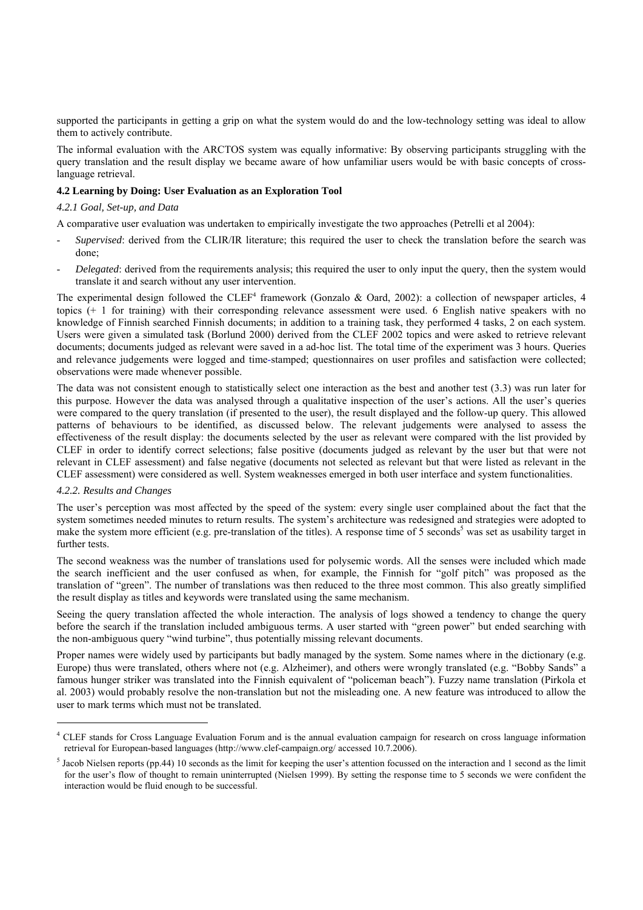supported the participants in getting a grip on what the system would do and the low-technology setting was ideal to allow them to actively contribute.

The informal evaluation with the ARCTOS system was equally informative: By observing participants struggling with the query translation and the result display we became aware of how unfamiliar users would be with basic concepts of cross-language retrieval.

### 4.2 Learning by Doing: User Evaluation as an Exploration Tool

#### *4.2.1 Goal, Set-up, and Data*

A comparative user evaluation was undertaken to empirically investigate the two approaches (Petrelli et al 2004):

- *Supervised*: derived from the CLIR/IR literature; this required the user to check the translation before the search was done;
- *Delegated*: derived from the requirements analysis; this required the user to only input the query, then the system would translate it and search without any user intervention.

The experimental design followed the CLEF[4] framework (Gonzalo & Oard, 2002): a collection of newspaper articles, 4 topics (+ 1 for training) with their corresponding relevance assessment were used. 6 English native speakers with no knowledge of Finnish searched Finnish documents; in addition to a training task, they performed 4 tasks, 2 on each system. Users were given a simulated task (Borlund 2000) derived from the CLEF 2002 topics and were asked to retrieve relevant documents; documents judged as relevant were saved in a ad-hoc list. The total time of the experiment was 3 hours. Queries and relevance judgements were logged and time-stamped; questionnaires on user profiles and satisfaction were collected; observations were made whenever possible.

The data was not consistent enough to statistically select one interaction as the best and another test (3.3) was run later for this purpose. However the data was analysed through a qualitative inspection of the user's actions. All the user's queries were compared to the query translation (if presented to the user), the result displayed and the follow-up query. This allowed patterns of behaviours to be identified, as discussed below. The relevant judgements were analysed to assess the effectiveness of the result display: the documents selected by the user as relevant were compared with the list provided by CLEF in order to identify correct selections; false positive (documents judged as relevant by the user but that were not relevant in CLEF assessment) and false negative (documents not selected as relevant but that were listed as relevant in the CLEF assessment) were considered as well. System weaknesses emerged in both user interface and system functionalities.

#### *4.2.2. Results and Changes*

The user's perception was most affected by the speed of the system: every single user complained about the fact that the system sometimes needed minutes to return results. The system's architecture was redesigned and strategies were adopted to make the system more efficient (e.g. pre-translation of the titles). A response time of 5 seconds[5] was set as usability target in further tests.

The second weakness was the number of translations used for polysemic words. All the senses were included which made the search inefficient and the user confused as when, for example, the Finnish for "golf pitch" was proposed as the translation of "green". The number of translations was then reduced to the three most common. This also greatly simplified the result display as titles and keywords were translated using the same mechanism.

Seeing the query translation affected the whole interaction. The analysis of logs showed a tendency to change the query before the search if the translation included ambiguous terms. A user started with "green power" but ended searching with the non-ambiguous query "wind turbine", thus potentially missing relevant documents.

Proper names were widely used by participants but badly managed by the system. Some names where in the dictionary (e.g. Europe) thus were translated, others where not (e.g. Alzheimer), and others were wrongly translated (e.g. "Bobby Sands" a famous hunger striker was translated into the Finnish equivalent of "policeman beach"). Fuzzy name translation (Pirkola et al. 2003) would probably resolve the non-translation but not the misleading one. A new feature was introduced to allow the user to mark terms which must not be translated.

---

[4] CLEF stands for Cross Language Evaluation Forum and is the annual evaluation campaign for research on cross language information retrieval for European-based languages (http://www.clef-campaign.org/ accessed 10.7.2006).

[5] Jacob Nielsen reports (pp.44) 10 seconds as the limit for keeping the user's attention focussed on the interaction and 1 second as the limit for the user's flow of thought to remain uninterrupted (Nielsen 1999). By setting the response time to 5 seconds we were confident the interaction would be fluid enough to be successful.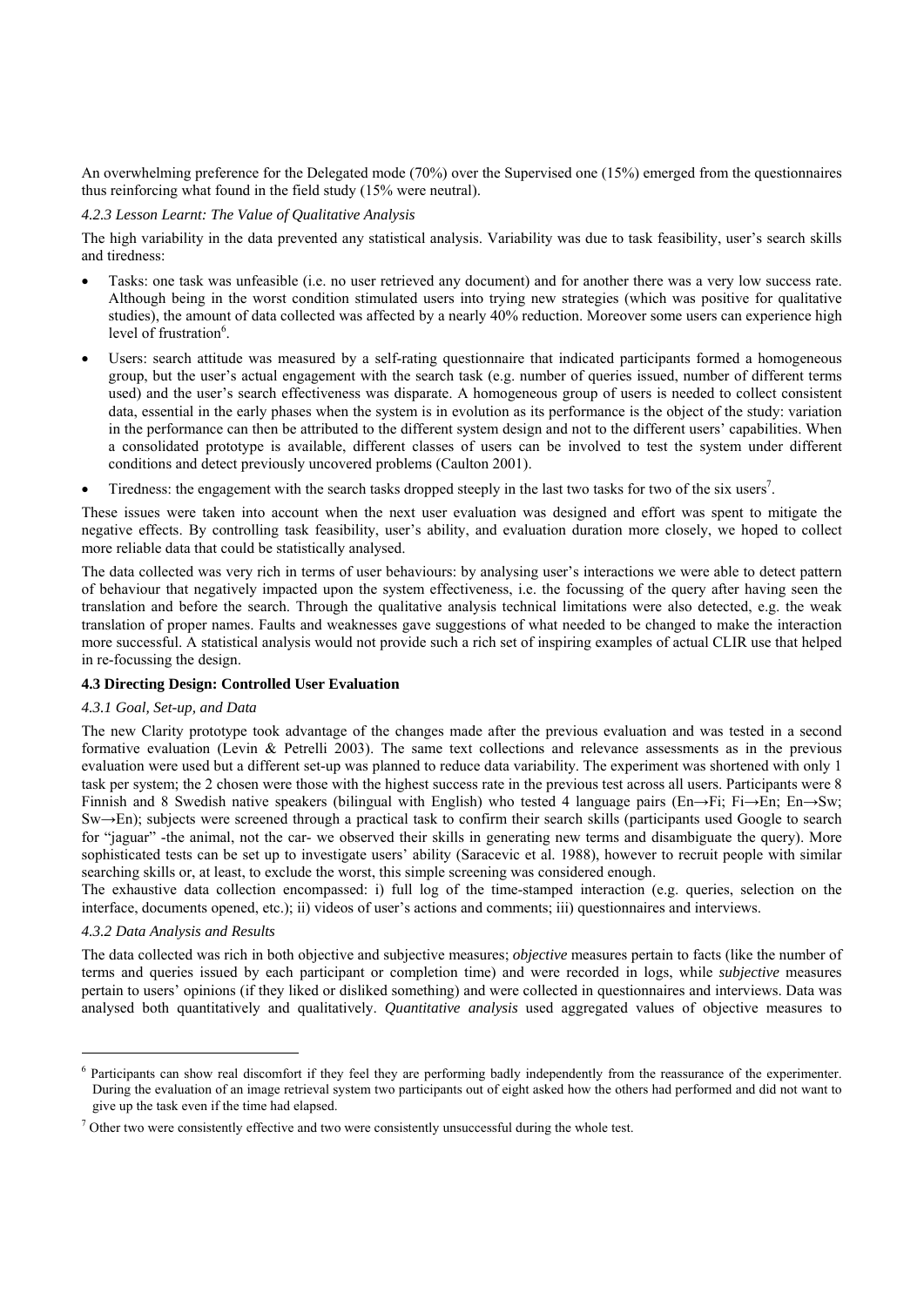An overwhelming preference for the Delegated mode (70%) over the Supervised one (15%) emerged from the questionnaires thus reinforcing what found in the field study (15% were neutral).

#### *4.2.3 Lesson Learnt: The Value of Qualitative Analysis*

The high variability in the data prevented any statistical analysis. Variability was due to task feasibility, user's search skills and tiredness:

- Tasks: one task was unfeasible (i.e. no user retrieved any document) and for another there was a very low success rate. Although being in the worst condition stimulated users into trying new strategies (which was positive for qualitative studies), the amount of data collected was affected by a nearly 40% reduction. Moreover some users can experience high level of frustration[6].
- Users: search attitude was measured by a self-rating questionnaire that indicated participants formed a homogeneous group, but the user's actual engagement with the search task (e.g. number of queries issued, number of different terms used) and the user's search effectiveness was disparate. A homogeneous group of users is needed to collect consistent data, essential in the early phases when the system is in evolution as its performance is the object of the study: variation in the performance can then be attributed to the different system design and not to the different users' capabilities. When a consolidated prototype is available, different classes of users can be involved to test the system under different conditions and detect previously uncovered problems (Caulton 2001).
- Tiredness: the engagement with the search tasks dropped steeply in the last two tasks for two of the six users[7].

These issues were taken into account when the next user evaluation was designed and effort was spent to mitigate the negative effects. By controlling task feasibility, user's ability, and evaluation duration more closely, we hoped to collect more reliable data that could be statistically analysed.

The data collected was very rich in terms of user behaviours: by analysing user's interactions we were able to detect pattern of behaviour that negatively impacted upon the system effectiveness, i.e. the focussing of the query after having seen the translation and before the search. Through the qualitative analysis technical limitations were also detected, e.g. the weak translation of proper names. Faults and weaknesses gave suggestions of what needed to be changed to make the interaction more successful. A statistical analysis would not provide such a rich set of inspiring examples of actual CLIR use that helped in re-focussing the design.

### 4.3 Directing Design: Controlled User Evaluation

#### *4.3.1 Goal, Set-up, and Data*

The new Clarity prototype took advantage of the changes made after the previous evaluation and was tested in a second formative evaluation (Levin & Petrelli 2003). The same text collections and relevance assessments as in the previous evaluation were used but a different set-up was planned to reduce data variability. The experiment was shortened with only 1 task per system; the 2 chosen were those with the highest success rate in the previous test across all users. Participants were 8 Finnish and 8 Swedish native speakers (bilingual with English) who tested 4 language pairs (En→Fi; Fi→En; En→Sw; Sw→En); subjects were screened through a practical task to confirm their search skills (participants used Google to search for "jaguar" -the animal, not the car- we observed their skills in generating new terms and disambiguate the query). More sophisticated tests can be set up to investigate users' ability (Saracevic et al. 1988), however to recruit people with similar searching skills or, at least, to exclude the worst, this simple screening was considered enough.

The exhaustive data collection encompassed: i) full log of the time-stamped interaction (e.g. queries, selection on the interface, documents opened, etc.); ii) videos of user's actions and comments; iii) questionnaires and interviews.

#### *4.3.2 Data Analysis and Results*

The data collected was rich in both objective and subjective measures; *objective* measures pertain to facts (like the number of terms and queries issued by each participant or completion time) and were recorded in logs, while *subjective* measures pertain to users' opinions (if they liked or disliked something) and were collected in questionnaires and interviews. Data was analysed both quantitatively and qualitatively. *Quantitative analysis* used aggregated values of objective measures to

---

[6] Participants can show real discomfort if they feel they are performing badly independently from the reassurance of the experimenter. During the evaluation of an image retrieval system two participants out of eight asked how the others had performed and did not want to give up the task even if the time had elapsed.

[7] Other two were consistently effective and two were consistently unsuccessful during the whole test.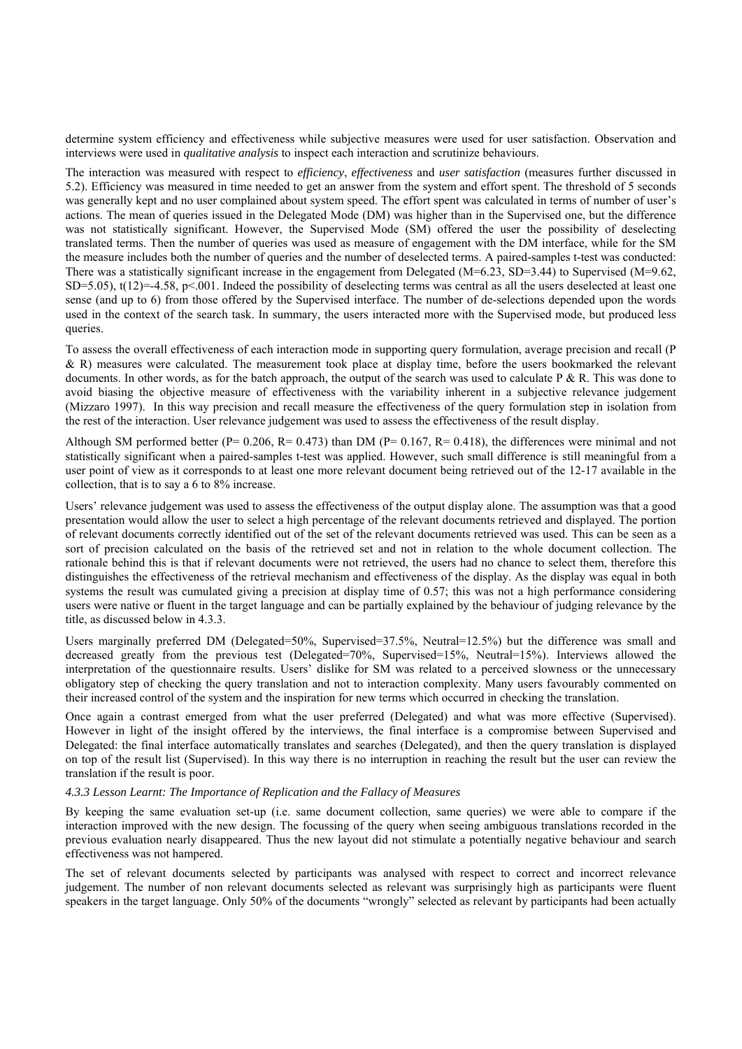determine system efficiency and effectiveness while subjective measures were used for user satisfaction. Observation and interviews were used in *qualitative analysis* to inspect each interaction and scrutinize behaviours.

The interaction was measured with respect to *efficiency*, *effectiveness* and *user satisfaction* (measures further discussed in 5.2). Efficiency was measured in time needed to get an answer from the system and effort spent. The threshold of 5 seconds was generally kept and no user complained about system speed. The effort spent was calculated in terms of number of user's actions. The mean of queries issued in the Delegated Mode (DM) was higher than in the Supervised one, but the difference was not statistically significant. However, the Supervised Mode (SM) offered the user the possibility of deselecting translated terms. Then the number of queries was used as measure of engagement with the DM interface, while for the SM the measure includes both the number of queries and the number of deselected terms. A paired-samples t-test was conducted: There was a statistically significant increase in the engagement from Delegated ($M=6.23$, $SD=3.44$) to Supervised ($M=9.62$, $SD=5.05$), $t(12)=-4.58$, $p<.001$. Indeed the possibility of deselecting terms was central as all the users deselected at least one sense (and up to 6) from those offered by the Supervised interface. The number of de-selections depended upon the words used in the context of the search task. In summary, the users interacted more with the Supervised mode, but produced less queries.

To assess the overall effectiveness of each interaction mode in supporting query formulation, average precision and recall (P & R) measures were calculated. The measurement took place at display time, before the users bookmarked the relevant documents. In other words, as for the batch approach, the output of the search was used to calculate P & R. This was done to avoid biasing the objective measure of effectiveness with the variability inherent in a subjective relevance judgement (Mizzaro 1997). In this way precision and recall measure the effectiveness of the query formulation step in isolation from the rest of the interaction. User relevance judgement was used to assess the effectiveness of the result display.

Although SM performed better ($P= 0.206$, $R= 0.473$) than DM ($P= 0.167$, $R= 0.418$), the differences were minimal and not statistically significant when a paired-samples t-test was applied. However, such small difference is still meaningful from a user point of view as it corresponds to at least one more relevant document being retrieved out of the 12-17 available in the collection, that is to say a 6 to 8% increase.

Users' relevance judgement was used to assess the effectiveness of the output display alone. The assumption was that a good presentation would allow the user to select a high percentage of the relevant documents retrieved and displayed. The portion of relevant documents correctly identified out of the set of the relevant documents retrieved was used. This can be seen as a sort of precision calculated on the basis of the retrieved set and not in relation to the whole document collection. The rationale behind this is that if relevant documents were not retrieved, the users had no chance to select them, therefore this distinguishes the effectiveness of the retrieval mechanism and effectiveness of the display. As the display was equal in both systems the result was cumulated giving a precision at display time of 0.57; this was not a high performance considering users were native or fluent in the target language and can be partially explained by the behaviour of judging relevance by the title, as discussed below in 4.3.3.

Users marginally preferred DM (Delegated=50%, Supervised=37.5%, Neutral=12.5%) but the difference was small and decreased greatly from the previous test (Delegated=70%, Supervised=15%, Neutral=15%). Interviews allowed the interpretation of the questionnaire results. Users' dislike for SM was related to a perceived slowness or the unnecessary obligatory step of checking the query translation and not to interaction complexity. Many users favourably commented on their increased control of the system and the inspiration for new terms which occurred in checking the translation.

Once again a contrast emerged from what the user preferred (Delegated) and what was more effective (Supervised). However in light of the insight offered by the interviews, the final interface is a compromise between Supervised and Delegated: the final interface automatically translates and searches (Delegated), and then the query translation is displayed on top of the result list (Supervised). In this way there is no interruption in reaching the result but the user can review the translation if the result is poor.

#### *4.3.3 Lesson Learnt: The Importance of Replication and the Fallacy of Measures*

By keeping the same evaluation set-up (i.e. same document collection, same queries) we were able to compare if the interaction improved with the new design. The focussing of the query when seeing ambiguous translations recorded in the previous evaluation nearly disappeared. Thus the new layout did not stimulate a potentially negative behaviour and search effectiveness was not hampered.

The set of relevant documents selected by participants was analysed with respect to correct and incorrect relevance judgement. The number of non relevant documents selected as relevant was surprisingly high as participants were fluent speakers in the target language. Only 50% of the documents "wrongly" selected as relevant by participants had been actually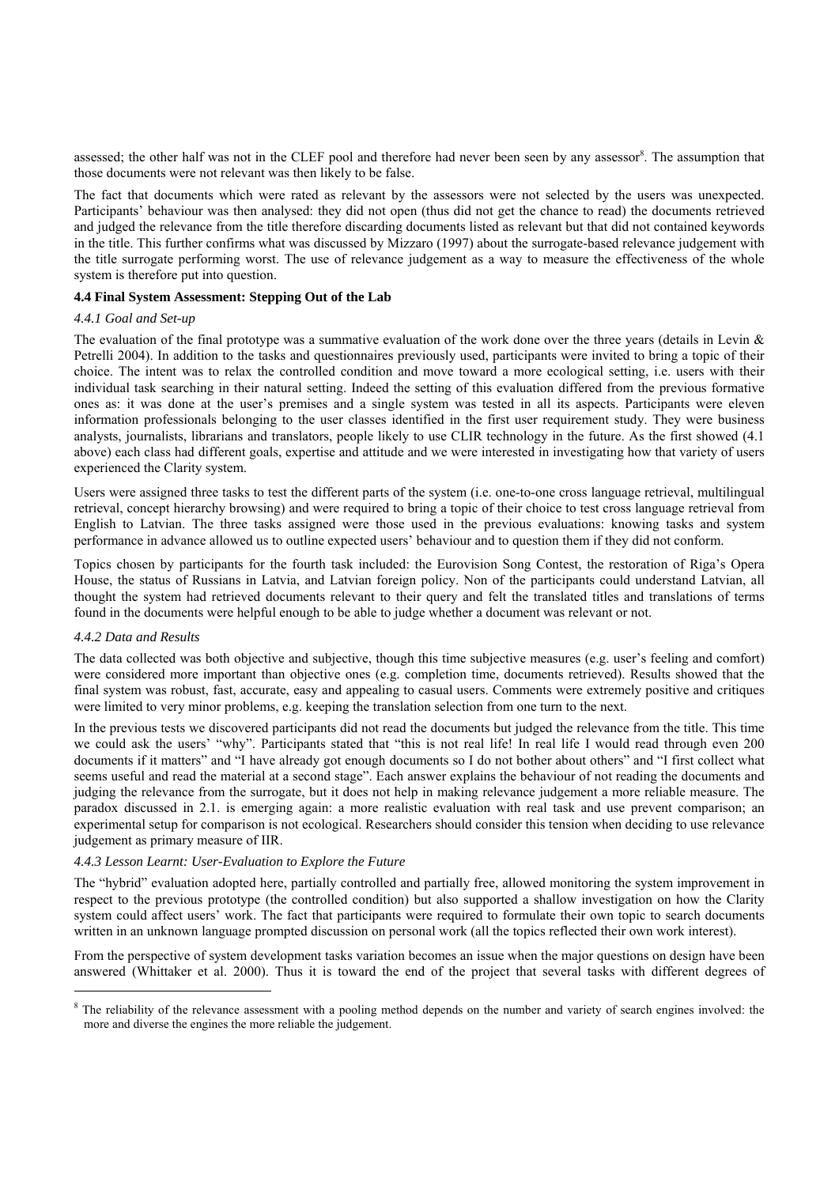assessed; the other half was not in the CLEF pool and therefore had never been seen by any assessor[8]. The assumption that those documents were not relevant was then likely to be false.

The fact that documents which were rated as relevant by the assessors were not selected by the users was unexpected. Participants' behaviour was then analysed: they did not open (thus did not get the chance to read) the documents retrieved and judged the relevance from the title therefore discarding documents listed as relevant but that did not contained keywords in the title. This further confirms what was discussed by Mizzaro (1997) about the surrogate-based relevance judgement with the title surrogate performing worst. The use of relevance judgement as a way to measure the effectiveness of the whole system is therefore put into question.

**4.4 Final System Assessment: Stepping Out of the Lab**

*4.4.1 Goal and Set-up*

The evaluation of the final prototype was a summative evaluation of the work done over the three years (details in Levin & Petrelli 2004). In addition to the tasks and questionnaires previously used, participants were invited to bring a topic of their choice. The intent was to relax the controlled condition and move toward a more ecological setting, i.e. users with their individual task searching in their natural setting. Indeed the setting of this evaluation differed from the previous formative ones as: it was done at the user's premises and a single system was tested in all its aspects. Participants were eleven information professionals belonging to the user classes identified in the first user requirement study. They were business analysts, journalists, librarians and translators, people likely to use CLIR technology in the future. As the first showed (4.1 above) each class had different goals, expertise and attitude and we were interested in investigating how that variety of users experienced the Clarity system.

Users were assigned three tasks to test the different parts of the system (i.e. one-to-one cross language retrieval, multilingual retrieval, concept hierarchy browsing) and were required to bring a topic of their choice to test cross language retrieval from English to Latvian. The three tasks assigned were those used in the previous evaluations: knowing tasks and system performance in advance allowed us to outline expected users' behaviour and to question them if they did not conform.

Topics chosen by participants for the fourth task included: the Eurovision Song Contest, the restoration of Riga's Opera House, the status of Russians in Latvia, and Latvian foreign policy. Non of the participants could understand Latvian, all thought the system had retrieved documents relevant to their query and felt the translated titles and translations of terms found in the documents were helpful enough to be able to judge whether a document was relevant or not.

*4.4.2 Data and Results*

The data collected was both objective and subjective, though this time subjective measures (e.g. user's feeling and comfort) were considered more important than objective ones (e.g. completion time, documents retrieved). Results showed that the final system was robust, fast, accurate, easy and appealing to casual users. Comments were extremely positive and critiques were limited to very minor problems, e.g. keeping the translation selection from one turn to the next.

In the previous tests we discovered participants did not read the documents but judged the relevance from the title. This time we could ask the users' "why". Participants stated that "this is not real life! In real life I would read through even 200 documents if it matters" and "I have already got enough documents so I do not bother about others" and "I first collect what seems useful and read the material at a second stage". Each answer explains the behaviour of not reading the documents and judging the relevance from the surrogate, but it does not help in making relevance judgement a more reliable measure. The paradox discussed in 2.1. is emerging again: a more realistic evaluation with real task and use prevent comparison; an experimental setup for comparison is not ecological. Researchers should consider this tension when deciding to use relevance judgement as primary measure of IIR.

*4.4.3 Lesson Learnt: User-Evaluation to Explore the Future*

The "hybrid" evaluation adopted here, partially controlled and partially free, allowed monitoring the system improvement in respect to the previous prototype (the controlled condition) but also supported a shallow investigation on how the Clarity system could affect users' work. The fact that participants were required to formulate their own topic to search documents written in an unknown language prompted discussion on personal work (all the topics reflected their own work interest).

From the perspective of system development tasks variation becomes an issue when the major questions on design have been answered (Whittaker et al. 2000). Thus it is toward the end of the project that several tasks with different degrees of

[8] The reliability of the relevance assessment with a pooling method depends on the number and variety of search engines involved: the more and diverse the engines the more reliable the judgement.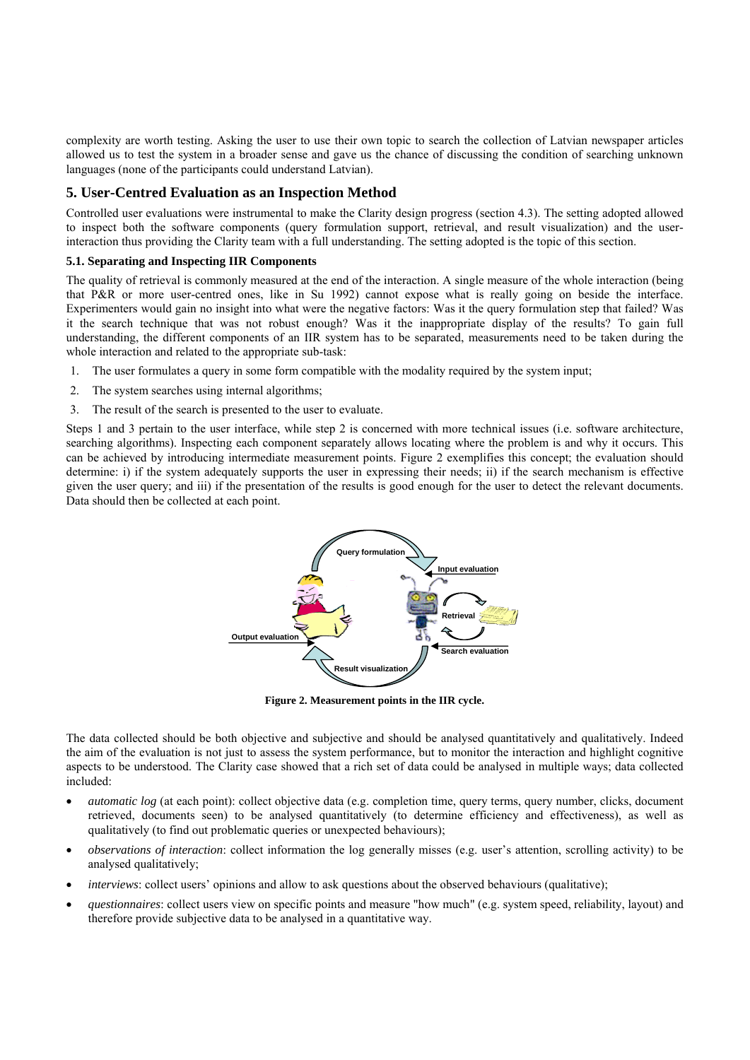complexity are worth testing. Asking the user to use their own topic to search the collection of Latvian newspaper articles allowed us to test the system in a broader sense and gave us the chance of discussing the condition of searching unknown languages (none of the participants could understand Latvian).

## 5. User-Centred Evaluation as an Inspection Method

Controlled user evaluations were instrumental to make the Clarity design progress (section 4.3). The setting adopted allowed to inspect both the software components (query formulation support, retrieval, and result visualization) and the user-interaction thus providing the Clarity team with a full understanding. The setting adopted is the topic of this section.

### 5.1. Separating and Inspecting IIR Components

The quality of retrieval is commonly measured at the end of the interaction. A single measure of the whole interaction (being that P&R or more user-centred ones, like in Su 1992) cannot expose what is really going on beside the interface. Experimenters would gain no insight into what were the negative factors: Was it the query formulation step that failed? Was it the search technique that was not robust enough? Was it the inappropriate display of the results? To gain full understanding, the different components of an IIR system has to be separated, measurements need to be taken during the whole interaction and related to the appropriate sub-task:

1. The user formulates a query in some form compatible with the modality required by the system input;
2. The system searches using internal algorithms;
3. The result of the search is presented to the user to evaluate.

Steps 1 and 3 pertain to the user interface, while step 2 is concerned with more technical issues (i.e. software architecture, searching algorithms). Inspecting each component separately allows locating where the problem is and why it occurs. This can be achieved by introducing intermediate measurement points. Figure 2 exemplifies this concept; the evaluation should determine: i) if the system adequately supports the user in expressing their needs; ii) if the search mechanism is effective given the user query; and iii) if the presentation of the results is good enough for the user to detect the relevant documents. Data should then be collected at each point.

**Figure 2. Measurement points in the IIR cycle.**

The data collected should be both objective and subjective and should be analysed quantitatively and qualitatively. Indeed the aim of the evaluation is not just to assess the system performance, but to monitor the interaction and highlight cognitive aspects to be understood. The Clarity case showed that a rich set of data could be analysed in multiple ways; data collected included:

- *automatic log* (at each point): collect objective data (e.g. completion time, query terms, query number, clicks, document retrieved, documents seen) to be analysed quantitatively (to determine efficiency and effectiveness), as well as qualitatively (to find out problematic queries or unexpected behaviours);
- *observations of interaction*: collect information the log generally misses (e.g. user's attention, scrolling activity) to be analysed qualitatively;
- *interviews*: collect users' opinions and allow to ask questions about the observed behaviours (qualitative);
- *questionnaires*: collect users view on specific points and measure "how much" (e.g. system speed, reliability, layout) and therefore provide subjective data to be analysed in a quantitative way.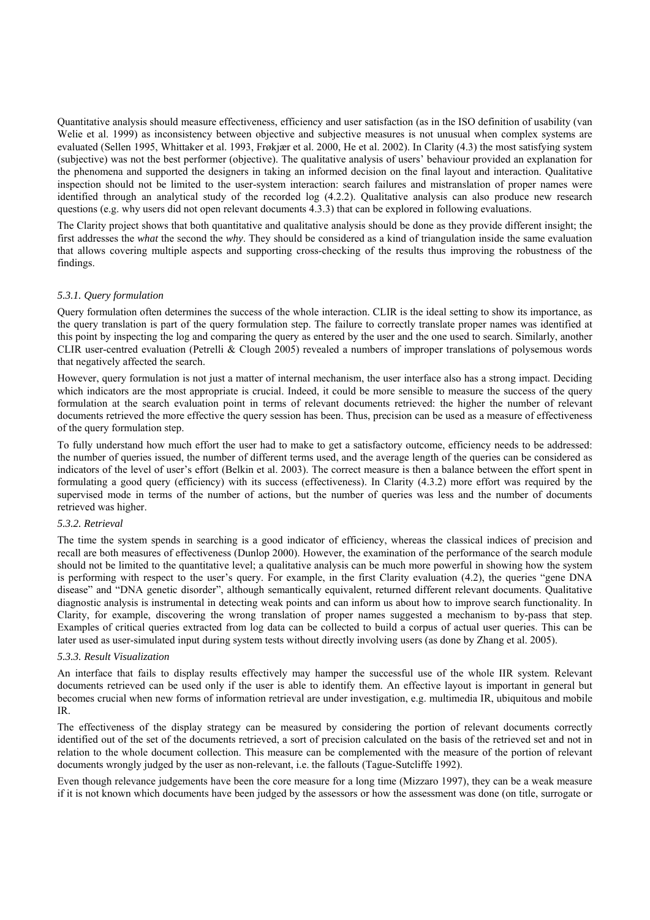Quantitative analysis should measure effectiveness, efficiency and user satisfaction (as in the ISO definition of usability (van Welie et al. 1999) as inconsistency between objective and subjective measures is not unusual when complex systems are evaluated (Sellen 1995, Whittaker et al. 1993, Frøkjær et al. 2000, He et al. 2002). In Clarity (4.3) the most satisfying system (subjective) was not the best performer (objective). The qualitative analysis of users' behaviour provided an explanation for the phenomena and supported the designers in taking an informed decision on the final layout and interaction. Qualitative inspection should not be limited to the user-system interaction: search failures and mistranslation of proper names were identified through an analytical study of the recorded log (4.2.2). Qualitative analysis can also produce new research questions (e.g. why users did not open relevant documents 4.3.3) that can be explored in following evaluations.

The Clarity project shows that both quantitative and qualitative analysis should be done as they provide different insight; the first addresses the *what* the second the *why*. They should be considered as a kind of triangulation inside the same evaluation that allows covering multiple aspects and supporting cross-checking of the results thus improving the robustness of the findings.

#### *5.3.1. Query formulation*

Query formulation often determines the success of the whole interaction. CLIR is the ideal setting to show its importance, as the query translation is part of the query formulation step. The failure to correctly translate proper names was identified at this point by inspecting the log and comparing the query as entered by the user and the one used to search. Similarly, another CLIR user-centred evaluation (Petrelli & Clough 2005) revealed a numbers of improper translations of polysemous words that negatively affected the search.

However, query formulation is not just a matter of internal mechanism, the user interface also has a strong impact. Deciding which indicators are the most appropriate is crucial. Indeed, it could be more sensible to measure the success of the query formulation at the search evaluation point in terms of relevant documents retrieved: the higher the number of relevant documents retrieved the more effective the query session has been. Thus, precision can be used as a measure of effectiveness of the query formulation step.

To fully understand how much effort the user had to make to get a satisfactory outcome, efficiency needs to be addressed: the number of queries issued, the number of different terms used, and the average length of the queries can be considered as indicators of the level of user's effort (Belkin et al. 2003). The correct measure is then a balance between the effort spent in formulating a good query (efficiency) with its success (effectiveness). In Clarity (4.3.2) more effort was required by the supervised mode in terms of the number of actions, but the number of queries was less and the number of documents retrieved was higher.

#### *5.3.2. Retrieval*

The time the system spends in searching is a good indicator of efficiency, whereas the classical indices of precision and recall are both measures of effectiveness (Dunlop 2000). However, the examination of the performance of the search module should not be limited to the quantitative level; a qualitative analysis can be much more powerful in showing how the system is performing with respect to the user's query. For example, in the first Clarity evaluation (4.2), the queries "gene DNA disease" and "DNA genetic disorder", although semantically equivalent, returned different relevant documents. Qualitative diagnostic analysis is instrumental in detecting weak points and can inform us about how to improve search functionality. In Clarity, for example, discovering the wrong translation of proper names suggested a mechanism to by-pass that step. Examples of critical queries extracted from log data can be collected to build a corpus of actual user queries. This can be later used as user-simulated input during system tests without directly involving users (as done by Zhang et al. 2005).

#### *5.3.3. Result Visualization*

An interface that fails to display results effectively may hamper the successful use of the whole IIR system. Relevant documents retrieved can be used only if the user is able to identify them. An effective layout is important in general but becomes crucial when new forms of information retrieval are under investigation, e.g. multimedia IR, ubiquitous and mobile IR.

The effectiveness of the display strategy can be measured by considering the portion of relevant documents correctly identified out of the set of the documents retrieved, a sort of precision calculated on the basis of the retrieved set and not in relation to the whole document collection. This measure can be complemented with the measure of the portion of relevant documents wrongly judged by the user as non-relevant, i.e. the fallouts (Tague-Sutcliffe 1992).

Even though relevance judgements have been the core measure for a long time (Mizzaro 1997), they can be a weak measure if it is not known which documents have been judged by the assessors or how the assessment was done (on title, surrogate or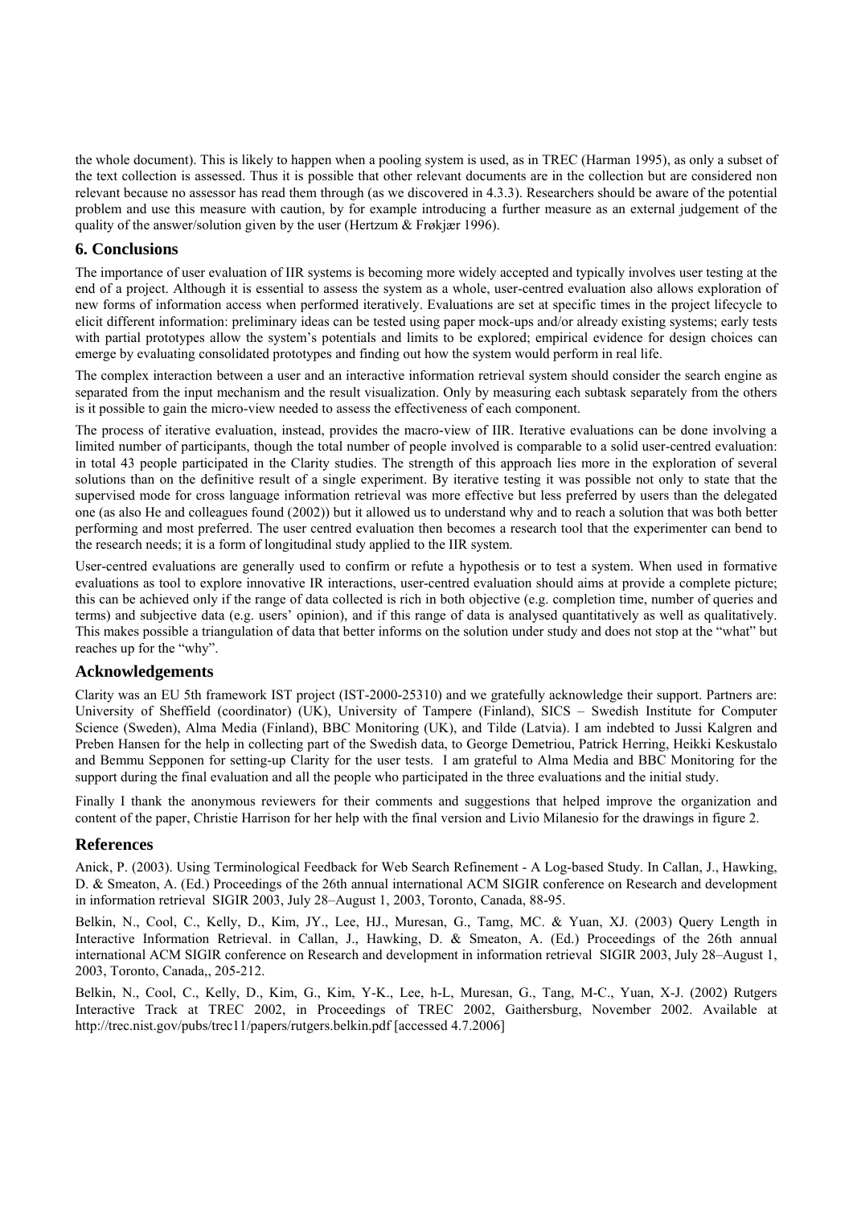the whole document). This is likely to happen when a pooling system is used, as in TREC (Harman 1995), as only a subset of the text collection is assessed. Thus it is possible that other relevant documents are in the collection but are considered non relevant because no assessor has read them through (as we discovered in 4.3.3). Researchers should be aware of the potential problem and use this measure with caution, by for example introducing a further measure as an external judgement of the quality of the answer/solution given by the user (Hertzum & Frøkjær 1996).

## 6. Conclusions

The importance of user evaluation of IIR systems is becoming more widely accepted and typically involves user testing at the end of a project. Although it is essential to assess the system as a whole, user-centred evaluation also allows exploration of new forms of information access when performed iteratively. Evaluations are set at specific times in the project lifecycle to elicit different information: preliminary ideas can be tested using paper mock-ups and/or already existing systems; early tests with partial prototypes allow the system's potentials and limits to be explored; empirical evidence for design choices can emerge by evaluating consolidated prototypes and finding out how the system would perform in real life.

The complex interaction between a user and an interactive information retrieval system should consider the search engine as separated from the input mechanism and the result visualization. Only by measuring each subtask separately from the others is it possible to gain the micro-view needed to assess the effectiveness of each component.

The process of iterative evaluation, instead, provides the macro-view of IIR. Iterative evaluations can be done involving a limited number of participants, though the total number of people involved is comparable to a solid user-centred evaluation: in total 43 people participated in the Clarity studies. The strength of this approach lies more in the exploration of several solutions than on the definitive result of a single experiment. By iterative testing it was possible not only to state that the supervised mode for cross language information retrieval was more effective but less preferred by users than the delegated one (as also He and colleagues found (2002)) but it allowed us to understand why and to reach a solution that was both better performing and most preferred. The user centred evaluation then becomes a research tool that the experimenter can bend to the research needs; it is a form of longitudinal study applied to the IIR system.

User-centred evaluations are generally used to confirm or refute a hypothesis or to test a system. When used in formative evaluations as tool to explore innovative IR interactions, user-centred evaluation should aims at provide a complete picture; this can be achieved only if the range of data collected is rich in both objective (e.g. completion time, number of queries and terms) and subjective data (e.g. users' opinion), and if this range of data is analysed quantitatively as well as qualitatively. This makes possible a triangulation of data that better informs on the solution under study and does not stop at the "what" but reaches up for the "why".

## Acknowledgements

Clarity was an EU 5th framework IST project (IST-2000-25310) and we gratefully acknowledge their support. Partners are: University of Sheffield (coordinator) (UK), University of Tampere (Finland), SICS – Swedish Institute for Computer Science (Sweden), Alma Media (Finland), BBC Monitoring (UK), and Tilde (Latvia). I am indebted to Jussi Kalgren and Preben Hansen for the help in collecting part of the Swedish data, to George Demetriou, Patrick Herring, Heikki Keskustalo and Bemmu Sepponen for setting-up Clarity for the user tests. I am grateful to Alma Media and BBC Monitoring for the support during the final evaluation and all the people who participated in the three evaluations and the initial study.

Finally I thank the anonymous reviewers for their comments and suggestions that helped improve the organization and content of the paper, Christie Harrison for her help with the final version and Livio Milanesio for the drawings in figure 2.

## References

Anick, P. (2003). Using Terminological Feedback for Web Search Refinement - A Log-based Study. In Callan, J., Hawking, D. & Smeaton, A. (Ed.) Proceedings of the 26th annual international ACM SIGIR conference on Research and development in information retrieval SIGIR 2003, July 28–August 1, 2003, Toronto, Canada, 88-95.

Belkin, N., Cool, C., Kelly, D., Kim, JY., Lee, HJ., Muresan, G., Tamg, MC. & Yuan, XJ. (2003) Query Length in Interactive Information Retrieval. in Callan, J., Hawking, D. & Smeaton, A. (Ed.) Proceedings of the 26th annual international ACM SIGIR conference on Research and development in information retrieval SIGIR 2003, July 28–August 1, 2003, Toronto, Canada,, 205-212.

Belkin, N., Cool, C., Kelly, D., Kim, G., Kim, Y-K., Lee, h-L, Muresan, G., Tang, M-C., Yuan, X-J. (2002) Rutgers Interactive Track at TREC 2002, in Proceedings of TREC 2002, Gaithersburg, November 2002. Available at http://trec.nist.gov/pubs/trec11/papers/rutgers.belkin.pdf [accessed 4.7.2006]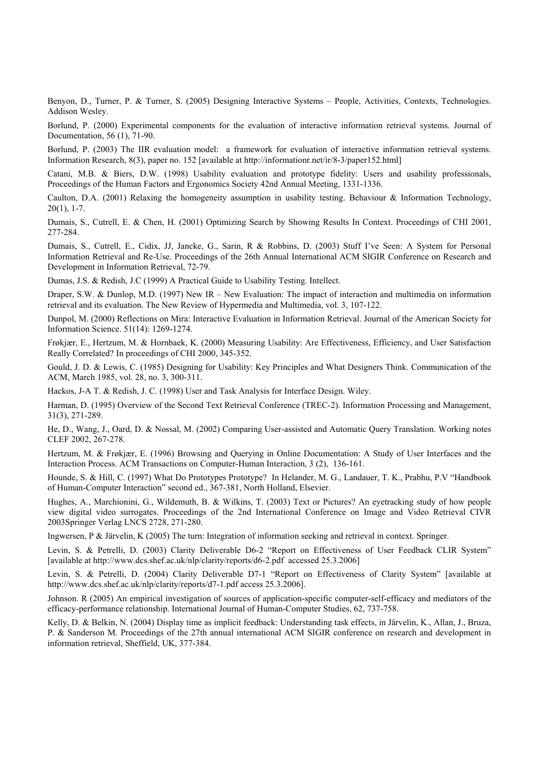Benyon, D., Turner, P. & Turner, S. (2005) Designing Interactive Systems – People, Activities, Contexts, Technologies. Addison Wesley.

Borlund, P. (2000) Experimental components for the evaluation of interactive information retrieval systems. Journal of Documentation, 56 (1), 71-90.

Borlund, P. (2003) The IIR evaluation model: a framework for evaluation of interactive information retrieval systems. Information Research, 8(3), paper no. 152 [available at http://informationr.net/ir/8-3/paper152.html]

Catani, M.B. & Biers, D.W. (1998) Usability evaluation and prototype fidelity: Users and usability professionals, Proceedings of the Human Factors and Ergonomics Society 42nd Annual Meeting, 1331-1336.

Caulton, D.A. (2001) Relaxing the homogeneity assumption in usability testing. Behaviour & Information Technology, 20(1), 1-7.

Dumais, S., Cutrell, E. & Chen, H. (2001) Optimizing Search by Showing Results In Context. Proceedings of CHI 2001, 277-284.

Dumais, S., Cutrell, E., Cidix, JJ, Jancke, G., Sarin, R & Robbins, D. (2003) Stuff I've Seen: A System for Personal Information Retrieval and Re-Use. Proceedings of the 26th Annual International ACM SIGIR Conference on Research and Development in Information Retrieval, 72-79.

Dumas, J.S. & Redish, J.C (1999) A Practical Guide to Usability Testing. Intellect.

Draper, S.W. & Dunlop, M.D. (1997) New IR – New Evaluation: The impact of interaction and multimedia on information retrieval and its evaluation. The New Review of Hypermedia and Multimedia, vol. 3, 107-122.

Dunpol, M. (2000) Reflections on Mira: Interactive Evaluation in Information Retrieval. Journal of the American Society for Information Science. 51(14): 1269-1274.

Frøkjær, E., Hertzum, M. & Hornbaek, K. (2000) Measuring Usability: Are Effectiveness, Efficiency, and User Satisfaction Really Correlated? In proceedings of CHI 2000, 345-352.

Gould, J. D. & Lewis, C. (1985) Designing for Usability: Key Principles and What Designers Think. Communication of the ACM, March 1985, vol. 28, no. 3, 300-311.

Hackos, J-A T. & Redish, J. C. (1998) User and Task Analysis for Interface Design. Wiley.

Harman, D. (1995) Overview of the Second Text Retrieval Conference (TREC-2). Information Processing and Management, 31(3), 271-289.

He, D., Wang, J., Oard, D. & Nossal, M. (2002) Comparing User-assisted and Automatic Query Translation. Working notes CLEF 2002, 267-278.

Hertzum, M. & Frøkjær, E. (1996) Browsing and Querying in Online Documentation: A Study of User Interfaces and the Interaction Process. ACM Transactions on Computer-Human Interaction, 3 (2), 136-161.

Hounde, S. & Hill, C. (1997) What Do Prototypes Prototype? In Helander, M. G., Landauer, T. K., Prabhu, P.V "Handbook of Human-Computer Interaction" second ed., 367-381, North Holland, Elsevier.

Hughes, A., Marchionini, G., Wildemuth, B. & Wilkins, T. (2003) Text or Pictures? An eyetracking study of how people view digital video surrogates. Proceedings of the 2nd International Conference on Image and Video Retrieval CIVR 2003Springer Verlag LNCS 2728, 271-280.

Ingwersen, P & Järvelin, K (2005) The turn: Integration of information seeking and retrieval in context. Springer.

Levin, S. & Petrelli, D. (2003) Clarity Deliverable D6-2 "Report on Effectiveness of User Feedback CLIR System" [available at http://www.dcs.shef.ac.uk/nlp/clarity/reports/d6-2.pdf accessed 25.3.2006]

Levin, S. & Petrelli, D. (2004) Clarity Deliverable D7-1 "Report on Effectiveness of Clarity System" [available at http://www.dcs.shef.ac.uk/nlp/clarity/reports/d7-1.pdf access 25.3.2006].

Johnson. R (2005) An empirical investigation of sources of application-specific computer-self-efficacy and mediators of the efficacy-performance relationship. International Journal of Human-Computer Studies, 62, 737-758.

Kelly, D. & Belkin, N. (2004) Display time as implicit feedback: Understanding task effects, in Järvelin, K., Allan, J., Bruza, P. & Sanderson M. Proceedings of the 27th annual international ACM SIGIR conference on research and development in information retrieval, Sheffield, UK, 377-384.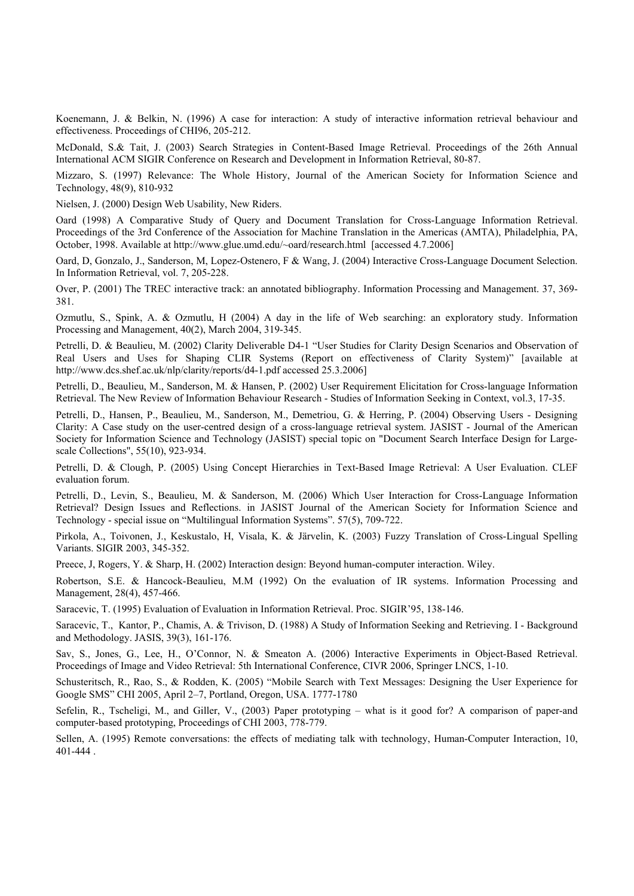Koenemann, J. & Belkin, N. (1996) A case for interaction: A study of interactive information retrieval behaviour and effectiveness. Proceedings of CHI96, 205-212.

McDonald, S.& Tait, J. (2003) Search Strategies in Content-Based Image Retrieval. Proceedings of the 26th Annual International ACM SIGIR Conference on Research and Development in Information Retrieval, 80-87.

Mizzaro, S. (1997) Relevance: The Whole History, Journal of the American Society for Information Science and Technology, 48(9), 810-932

Nielsen, J. (2000) Design Web Usability, New Riders.

Oard (1998) A Comparative Study of Query and Document Translation for Cross-Language Information Retrieval. Proceedings of the 3rd Conference of the Association for Machine Translation in the Americas (AMTA), Philadelphia, PA, October, 1998. Available at http://www.glue.umd.edu/~oard/research.html [accessed 4.7.2006]

Oard, D, Gonzalo, J., Sanderson, M, Lopez-Ostenero, F & Wang, J. (2004) Interactive Cross-Language Document Selection. In Information Retrieval, vol. 7, 205-228.

Over, P. (2001) The TREC interactive track: an annotated bibliography. Information Processing and Management. 37, 369-381.

Ozmutlu, S., Spink, A. & Ozmutlu, H (2004) A day in the life of Web searching: an exploratory study. Information Processing and Management, 40(2), March 2004, 319-345.

Petrelli, D. & Beaulieu, M. (2002) Clarity Deliverable D4-1 "User Studies for Clarity Design Scenarios and Observation of Real Users and Uses for Shaping CLIR Systems (Report on effectiveness of Clarity System)" [available at http://www.dcs.shef.ac.uk/nlp/clarity/reports/d4-1.pdf accessed 25.3.2006]

Petrelli, D., Beaulieu, M., Sanderson, M. & Hansen, P. (2002) User Requirement Elicitation for Cross-language Information Retrieval. The New Review of Information Behaviour Research - Studies of Information Seeking in Context, vol.3, 17-35.

Petrelli, D., Hansen, P., Beaulieu, M., Sanderson, M., Demetriou, G. & Herring, P. (2004) Observing Users - Designing Clarity: A Case study on the user-centred design of a cross-language retrieval system. JASIST - Journal of the American Society for Information Science and Technology (JASIST) special topic on "Document Search Interface Design for Large-scale Collections", 55(10), 923-934.

Petrelli, D. & Clough, P. (2005) Using Concept Hierarchies in Text-Based Image Retrieval: A User Evaluation. CLEF evaluation forum.

Petrelli, D., Levin, S., Beaulieu, M. & Sanderson, M. (2006) Which User Interaction for Cross-Language Information Retrieval? Design Issues and Reflections. in JASIST Journal of the American Society for Information Science and Technology - special issue on "Multilingual Information Systems". 57(5), 709-722.

Pirkola, A., Toivonen, J., Keskustalo, H, Visala, K. & Järvelin, K. (2003) Fuzzy Translation of Cross-Lingual Spelling Variants. SIGIR 2003, 345-352.

Preece, J, Rogers, Y. & Sharp, H. (2002) Interaction design: Beyond human-computer interaction. Wiley.

Robertson, S.E. & Hancock-Beaulieu, M.M (1992) On the evaluation of IR systems. Information Processing and Management, 28(4), 457-466.

Saracevic, T. (1995) Evaluation of Evaluation in Information Retrieval. Proc. SIGIR'95, 138-146.

Saracevic, T., Kantor, P., Chamis, A. & Trivison, D. (1988) A Study of Information Seeking and Retrieving. I - Background and Methodology. JASIS, 39(3), 161-176.

Sav, S., Jones, G., Lee, H., O'Connor, N. & Smeaton A. (2006) Interactive Experiments in Object-Based Retrieval. Proceedings of Image and Video Retrieval: 5th International Conference, CIVR 2006, Springer LNCS, 1-10.

Schusteritsch, R., Rao, S., & Rodden, K. (2005) "Mobile Search with Text Messages: Designing the User Experience for Google SMS" CHI 2005, April 2–7, Portland, Oregon, USA. 1777-1780

Sefelin, R., Tscheligi, M., and Giller, V., (2003) Paper prototyping – what is it good for? A comparison of paper-and computer-based prototyping, Proceedings of CHI 2003, 778-779.

Sellen, A. (1995) Remote conversations: the effects of mediating talk with technology, Human-Computer Interaction, 10, 401-444 .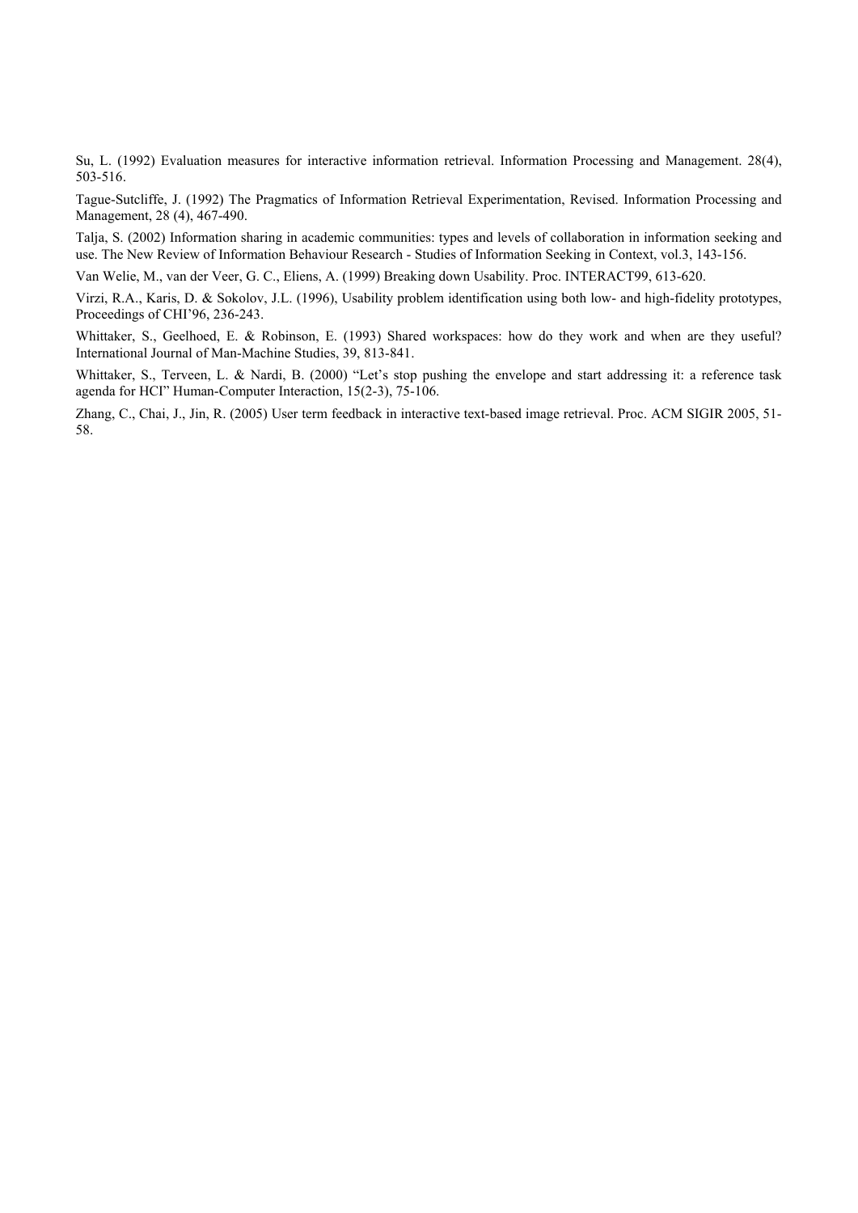Su, L. (1992) Evaluation measures for interactive information retrieval. Information Processing and Management. 28(4), 503-516.

Tague-Sutcliffe, J. (1992) The Pragmatics of Information Retrieval Experimentation, Revised. Information Processing and Management, 28 (4), 467-490.

Talja, S. (2002) Information sharing in academic communities: types and levels of collaboration in information seeking and use. The New Review of Information Behaviour Research - Studies of Information Seeking in Context, vol.3, 143-156.

Van Welie, M., van der Veer, G. C., Eliens, A. (1999) Breaking down Usability. Proc. INTERACT99, 613-620.

Virzi, R.A., Karis, D. & Sokolov, J.L. (1996), Usability problem identification using both low- and high-fidelity prototypes, Proceedings of CHI'96, 236-243.

Whittaker, S., Geelhoed, E. & Robinson, E. (1993) Shared workspaces: how do they work and when are they useful? International Journal of Man-Machine Studies, 39, 813-841.

Whittaker, S., Terveen, L. & Nardi, B. (2000) "Let's stop pushing the envelope and start addressing it: a reference task agenda for HCI" Human-Computer Interaction, 15(2-3), 75-106.

Zhang, C., Chai, J., Jin, R. (2005) User term feedback in interactive text-based image retrieval. Proc. ACM SIGIR 2005, 51-58.